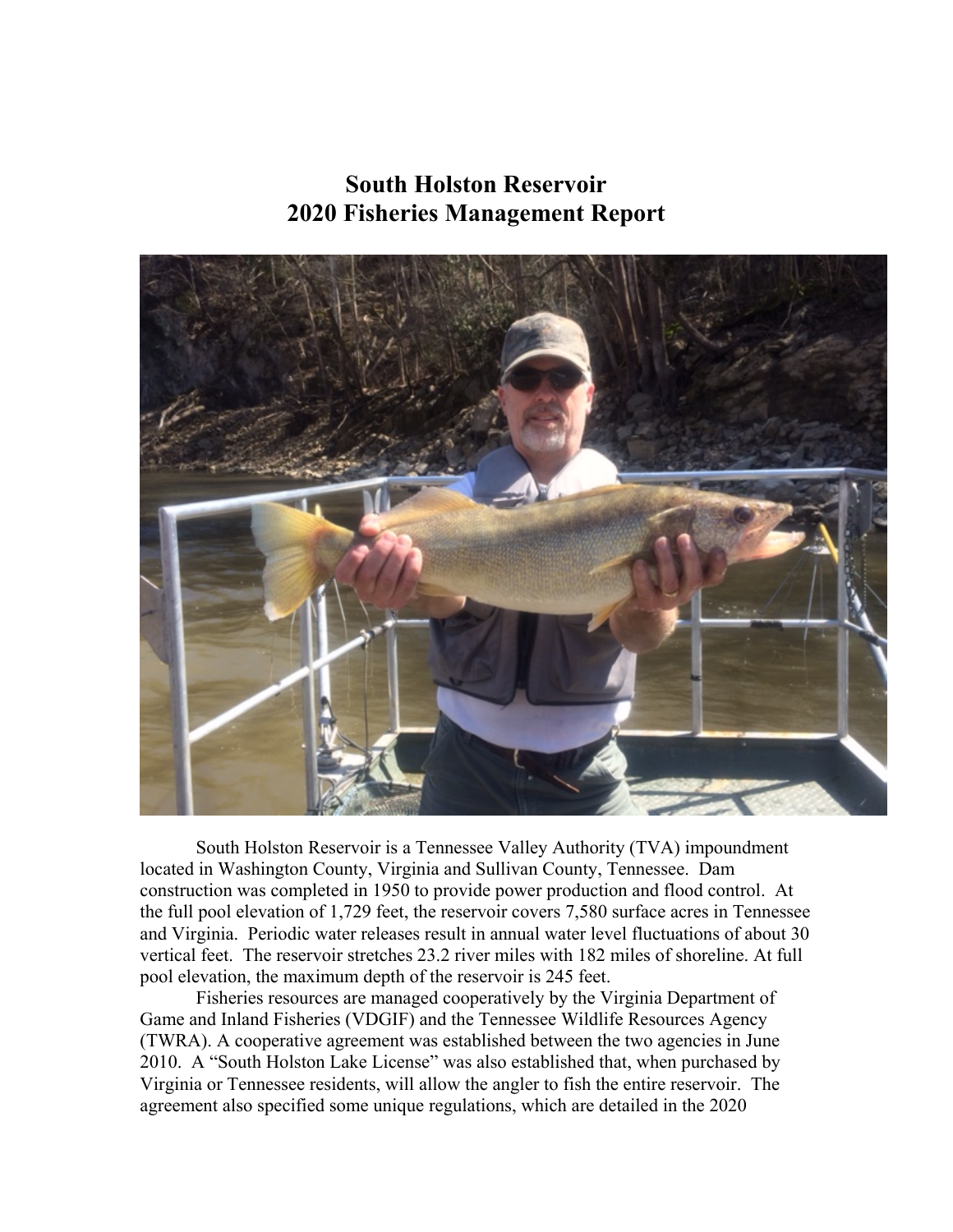# South Holston Reservoir
# 2020 Fisheries Management Report

South Holston Reservoir is a Tennessee Valley Authority (TVA) impoundment located in Washington County, Virginia and Sullivan County, Tennessee. Dam construction was completed in 1950 to provide power production and flood control. At the full pool elevation of 1,729 feet, the reservoir covers 7,580 surface acres in Tennessee and Virginia. Periodic water releases result in annual water level fluctuations of about 30 vertical feet. The reservoir stretches 23.2 river miles with 182 miles of shoreline. At full pool elevation, the maximum depth of the reservoir is 245 feet.

Fisheries resources are managed cooperatively by the Virginia Department of Game and Inland Fisheries (VDGIF) and the Tennessee Wildlife Resources Agency (TWRA). A cooperative agreement was established between the two agencies in June 2010. A "South Holston Lake License" was also established that, when purchased by Virginia or Tennessee residents, will allow the angler to fish the entire reservoir. The agreement also specified some unique regulations, which are detailed in the 2020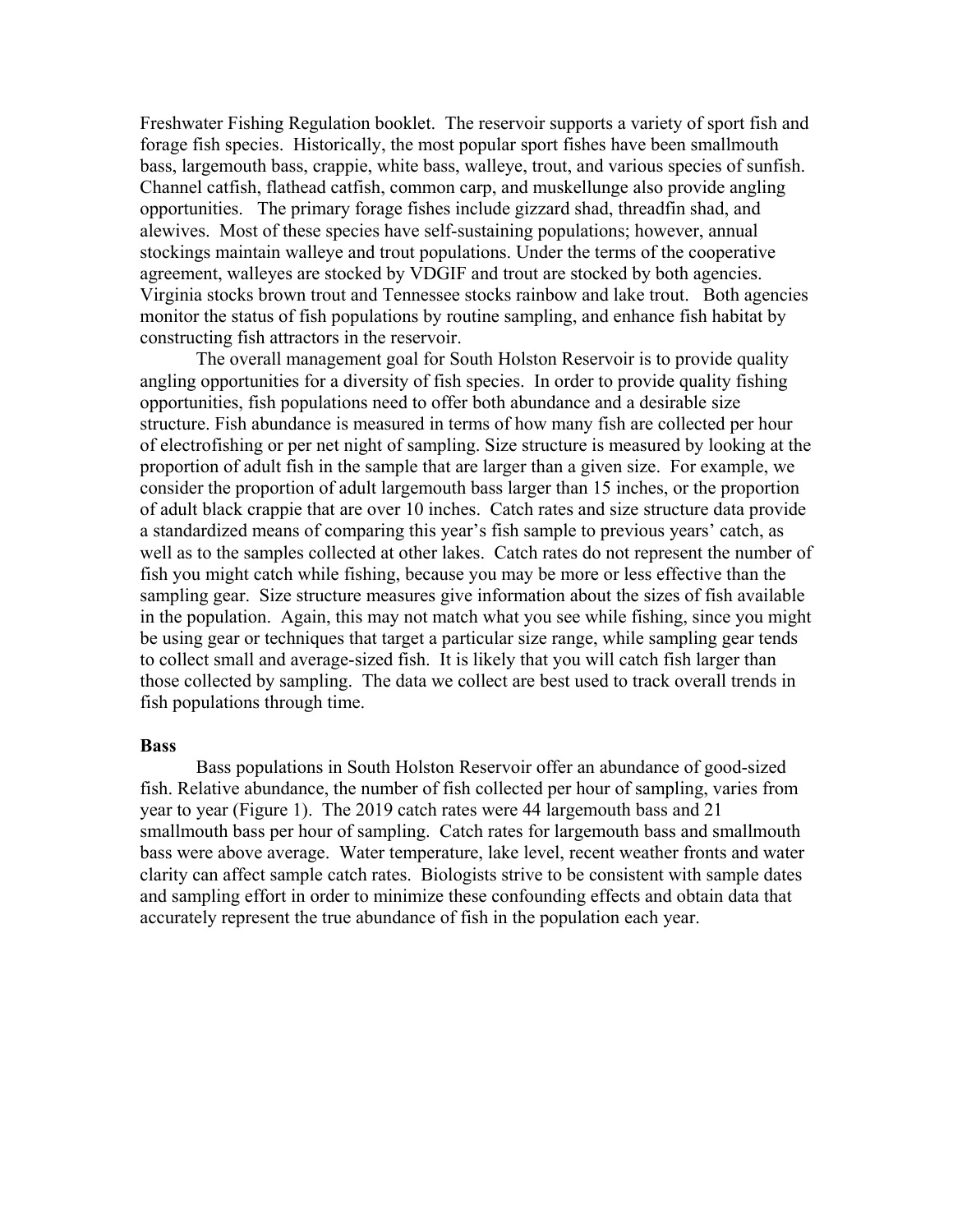Freshwater Fishing Regulation booklet. The reservoir supports a variety of sport fish and forage fish species. Historically, the most popular sport fishes have been smallmouth bass, largemouth bass, crappie, white bass, walleye, trout, and various species of sunfish. Channel catfish, flathead catfish, common carp, and muskellunge also provide angling opportunities. The primary forage fishes include gizzard shad, threadfin shad, and alewives. Most of these species have self-sustaining populations; however, annual stockings maintain walleye and trout populations. Under the terms of the cooperative agreement, walleyes are stocked by VDGIF and trout are stocked by both agencies. Virginia stocks brown trout and Tennessee stocks rainbow and lake trout. Both agencies monitor the status of fish populations by routine sampling, and enhance fish habitat by constructing fish attractors in the reservoir.

The overall management goal for South Holston Reservoir is to provide quality angling opportunities for a diversity of fish species. In order to provide quality fishing opportunities, fish populations need to offer both abundance and a desirable size structure. Fish abundance is measured in terms of how many fish are collected per hour of electrofishing or per net night of sampling. Size structure is measured by looking at the proportion of adult fish in the sample that are larger than a given size. For example, we consider the proportion of adult largemouth bass larger than 15 inches, or the proportion of adult black crappie that are over 10 inches. Catch rates and size structure data provide a standardized means of comparing this year's fish sample to previous years' catch, as well as to the samples collected at other lakes. Catch rates do not represent the number of fish you might catch while fishing, because you may be more or less effective than the sampling gear. Size structure measures give information about the sizes of fish available in the population. Again, this may not match what you see while fishing, since you might be using gear or techniques that target a particular size range, while sampling gear tends to collect small and average-sized fish. It is likely that you will catch fish larger than those collected by sampling. The data we collect are best used to track overall trends in fish populations through time.

**Bass**

Bass populations in South Holston Reservoir offer an abundance of good-sized fish. Relative abundance, the number of fish collected per hour of sampling, varies from year to year (Figure 1). The 2019 catch rates were 44 largemouth bass and 21 smallmouth bass per hour of sampling. Catch rates for largemouth bass and smallmouth bass were above average. Water temperature, lake level, recent weather fronts and water clarity can affect sample catch rates. Biologists strive to be consistent with sample dates and sampling effort in order to minimize these confounding effects and obtain data that accurately represent the true abundance of fish in the population each year.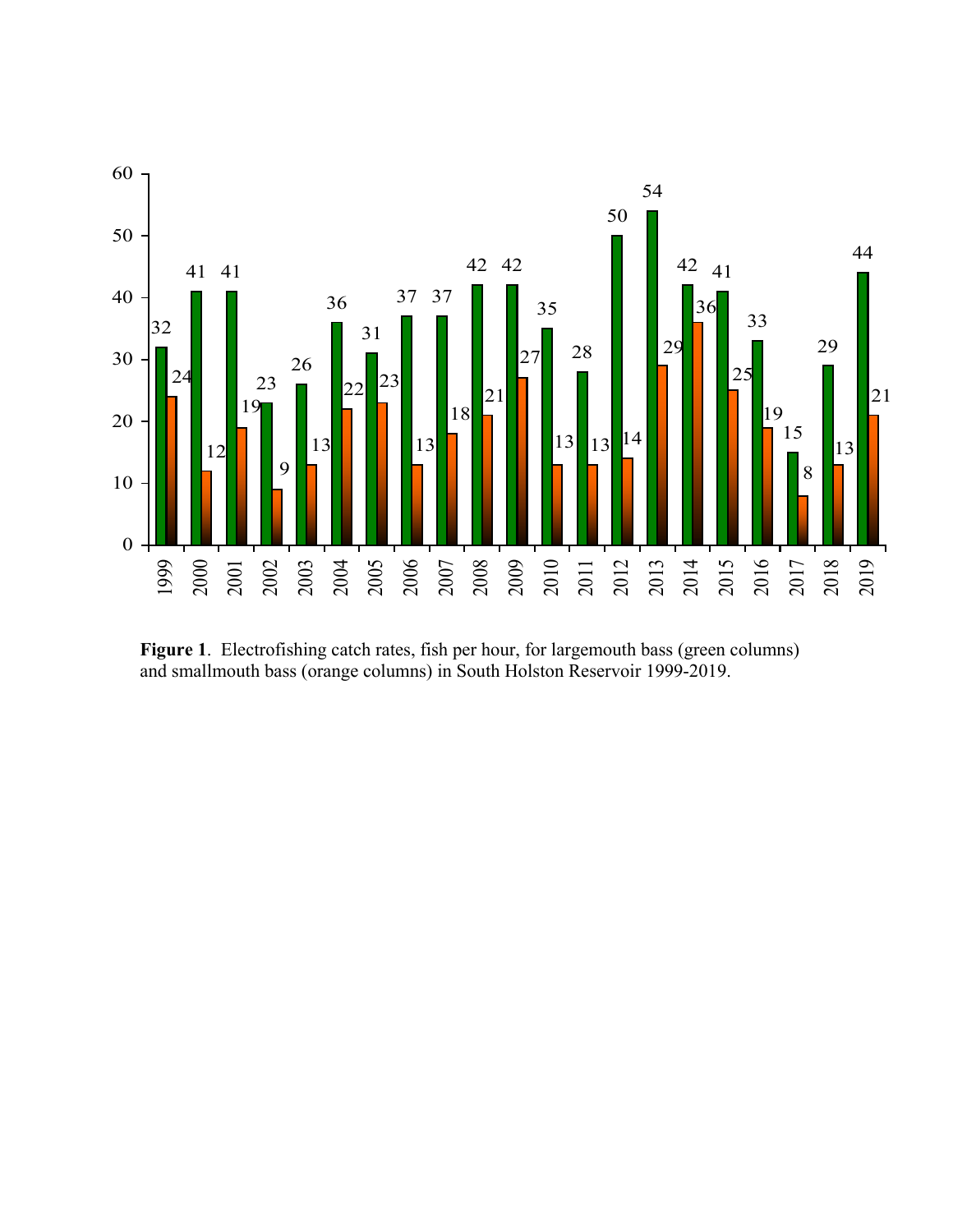| Year | Largemouth bass | Smallmouth bass |
|---|---|---|
| 1999 | 32 | 24 |
| 2000 | 41 | 12 |
| 2001 | 41 | 19 |
| 2002 | 23 | 9 |
| 2003 | 26 | 13 |
| 2004 | 36 | 22 |
| 2005 | 31 | 23 |
| 2006 | 37 | 13 |
| 2007 | 37 | 18 |
| 2008 | 42 | 21 |
| 2009 | 42 | 27 |
| 2010 | 35 | 13 |
| 2011 | 28 | 13 |
| 2012 | 50 | 14 |
| 2013 | 54 | 29 |
| 2014 | 42 | 36 |
| 2015 | 41 | 25 |
| 2016 | 33 | 19 |
| 2017 | 15 | 8 |
| 2018 | 29 | 13 |
| 2019 | 44 | 21 |

**Figure 1**. Electrofishing catch rates, fish per hour, for largemouth bass (green columns) and smallmouth bass (orange columns) in South Holston Reservoir 1999-2019.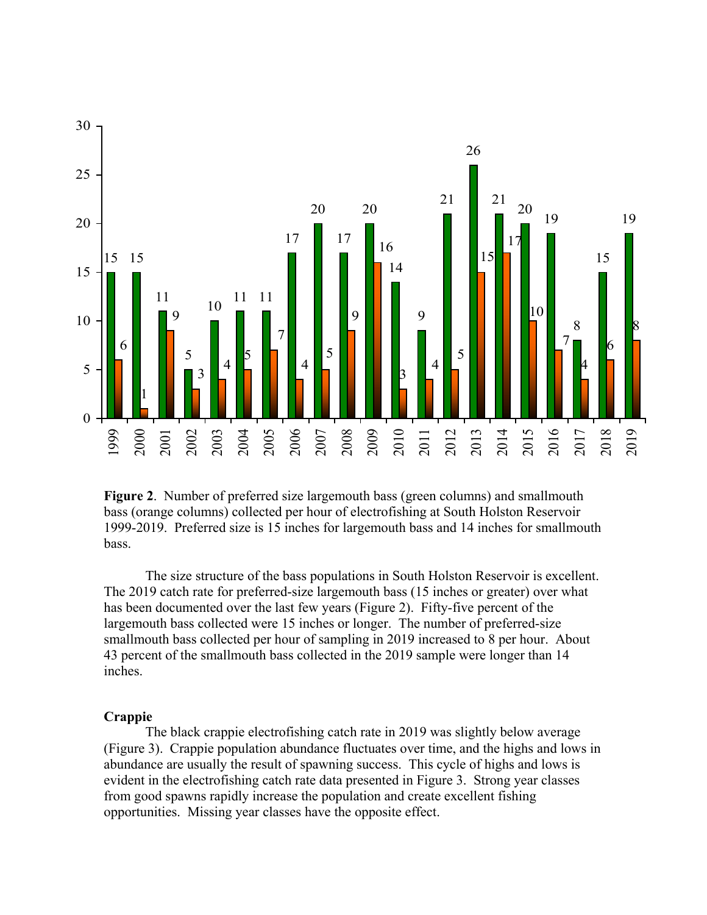**Figure 2**. Number of preferred size largemouth bass (green columns) and smallmouth bass (orange columns) collected per hour of electrofishing at South Holston Reservoir 1999-2019. Preferred size is 15 inches for largemouth bass and 14 inches for smallmouth bass.

The size structure of the bass populations in South Holston Reservoir is excellent. The 2019 catch rate for preferred-size largemouth bass (15 inches or greater) over what has been documented over the last few years (Figure 2). Fifty-five percent of the largemouth bass collected were 15 inches or longer. The number of preferred-size smallmouth bass collected per hour of sampling in 2019 increased to 8 per hour. About 43 percent of the smallmouth bass collected in the 2019 sample were longer than 14 inches.

**Crappie**

The black crappie electrofishing catch rate in 2019 was slightly below average (Figure 3). Crappie population abundance fluctuates over time, and the highs and lows in abundance are usually the result of spawning success. This cycle of highs and lows is evident in the electrofishing catch rate data presented in Figure 3. Strong year classes from good spawns rapidly increase the population and create excellent fishing opportunities. Missing year classes have the opposite effect.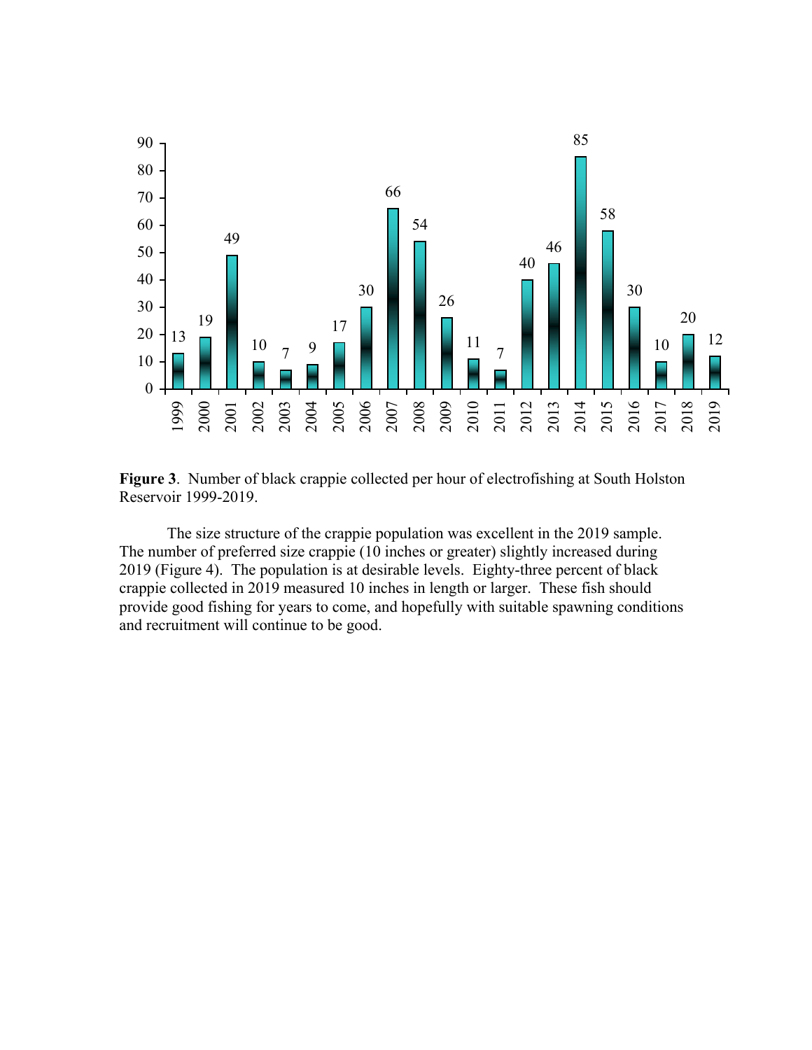**Figure 3**. Number of black crappie collected per hour of electrofishing at South Holston Reservoir 1999-2019.

The size structure of the crappie population was excellent in the 2019 sample. The number of preferred size crappie (10 inches or greater) slightly increased during 2019 (Figure 4). The population is at desirable levels. Eighty-three percent of black crappie collected in 2019 measured 10 inches in length or larger. These fish should provide good fishing for years to come, and hopefully with suitable spawning conditions and recruitment will continue to be good.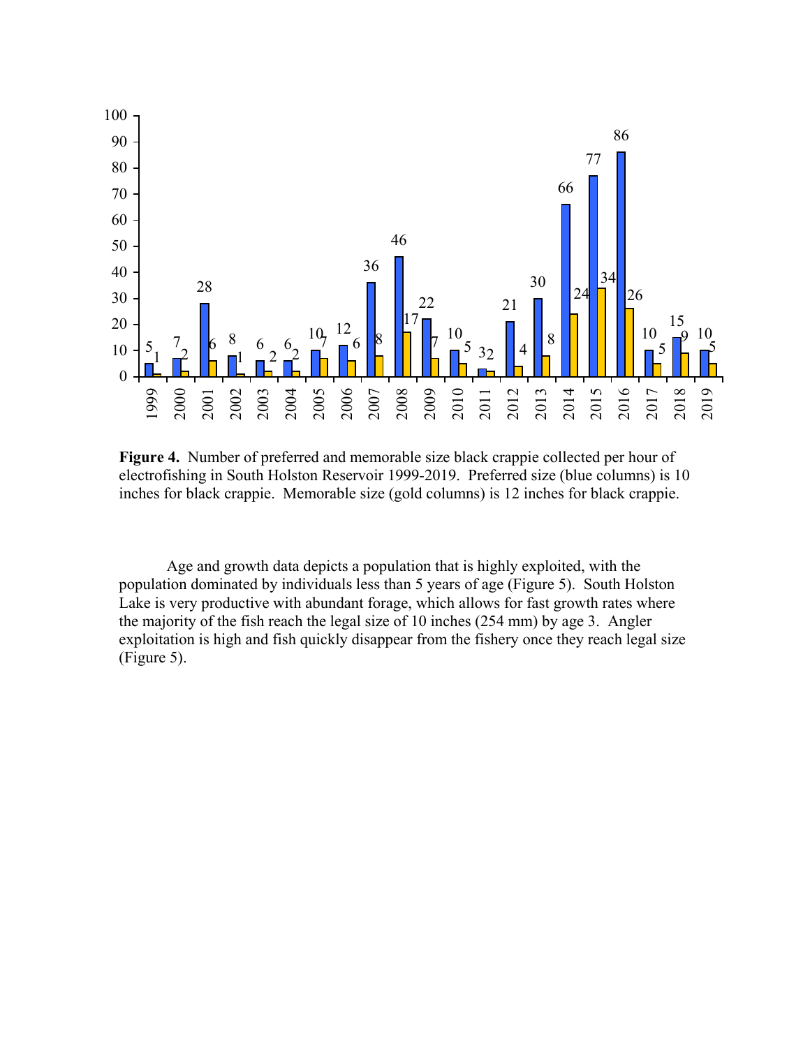| Year | Preferred (10 in) | Memorable (12 in) |
|---|---|---|
| 1999 | 5 | 1 |
| 2000 | 7 | 2 |
| 2001 | 28 | 6 |
| 2002 | 8 | 1 |
| 2003 | 6 | 2 |
| 2004 | 6 | 2 |
| 2005 | 10 | 7 |
| 2006 | 12 | 6 |
| 2007 | 36 | 8 |
| 2008 | 46 | 17 |
| 2009 | 22 | 7 |
| 2010 | 10 | 5 |
| 2011 | 3 | 2 |
| 2012 | 21 | 4 |
| 2013 | 30 | 8 |
| 2014 | 66 | 24 |
| 2015 | 77 | 34 |
| 2016 | 86 | 26 |
| 2017 | 10 | 5 |
| 2018 | 15 | 9 |
| 2019 | 10 | 5 |

**Figure 4.** Number of preferred and memorable size black crappie collected per hour of electrofishing in South Holston Reservoir 1999-2019. Preferred size (blue columns) is 10 inches for black crappie. Memorable size (gold columns) is 12 inches for black crappie.

Age and growth data depicts a population that is highly exploited, with the population dominated by individuals less than 5 years of age (Figure 5). South Holston Lake is very productive with abundant forage, which allows for fast growth rates where the majority of the fish reach the legal size of 10 inches (254 mm) by age 3. Angler exploitation is high and fish quickly disappear from the fishery once they reach legal size (Figure 5).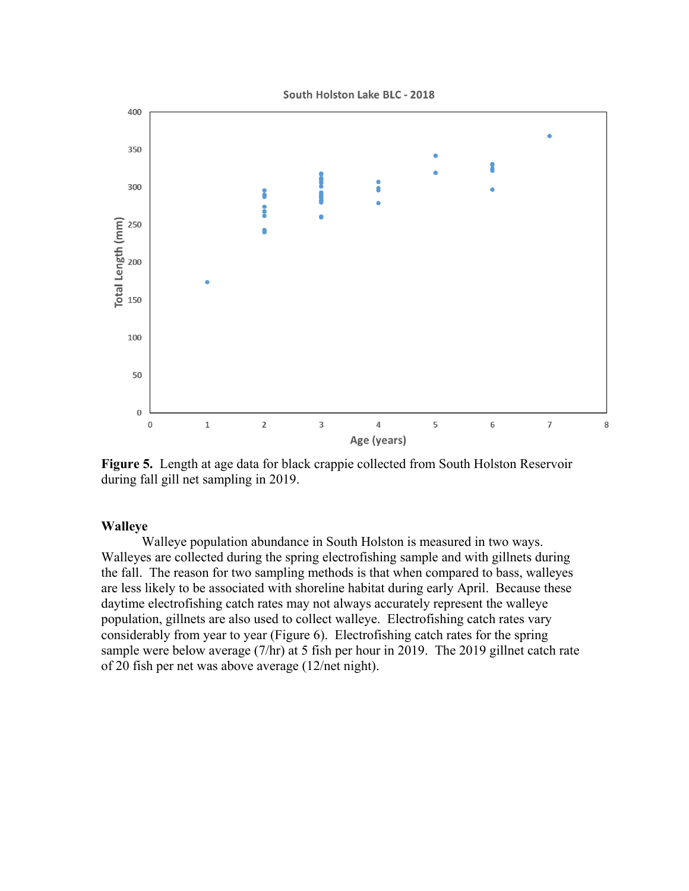**Figure 5.** Length at age data for black crappie collected from South Holston Reservoir during fall gill net sampling in 2019.

## Walleye

Walleye population abundance in South Holston is measured in two ways. Walleyes are collected during the spring electrofishing sample and with gillnets during the fall. The reason for two sampling methods is that when compared to bass, walleyes are less likely to be associated with shoreline habitat during early April. Because these daytime electrofishing catch rates may not always accurately represent the walleye population, gillnets are also used to collect walleye. Electrofishing catch rates vary considerably from year to year (Figure 6). Electrofishing catch rates for the spring sample were below average (7/hr) at 5 fish per hour in 2019. The 2019 gillnet catch rate of 20 fish per net was above average (12/net night).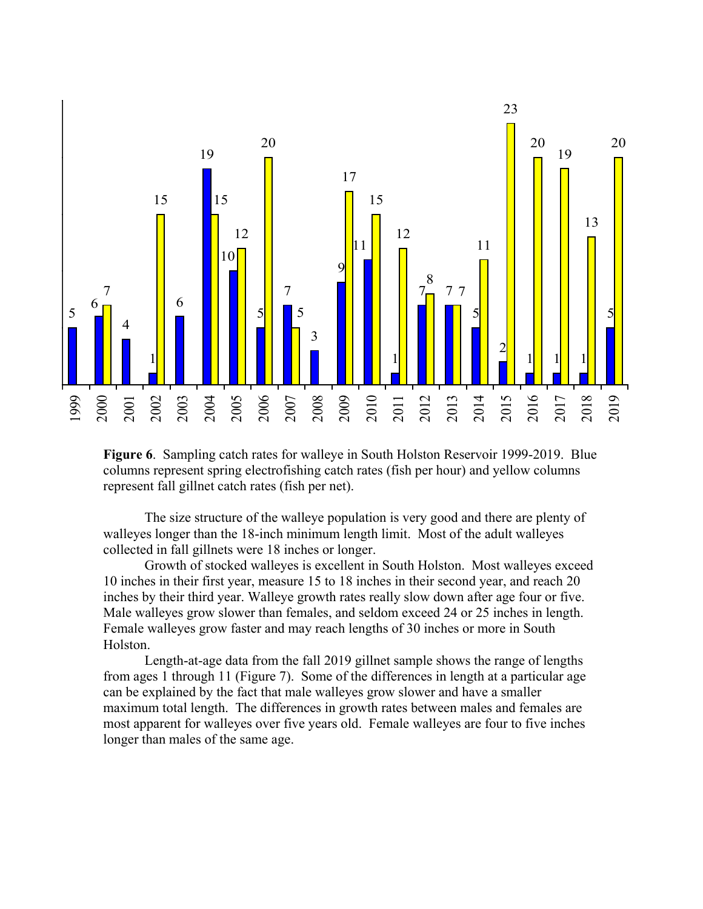| Year | Spring electrofishing (fish per hour) | Fall gillnet (fish per net) |
|---|---|---|
| 1999 | 5 | |
| 2000 | 6 | 7 |
| 2001 | 4 | |
| 2002 | 1 | 15 |
| 2003 | 6 | |
| 2004 | 19 | 15 |
| 2005 | 10 | 12 |
| 2006 | 5 | 20 |
| 2007 | 7 | 5 |
| 2008 | 3 | |
| 2009 | 9 | 17 |
| 2010 | 11 | 15 |
| 2011 | 1 | 12 |
| 2012 | 7 | 8 |
| 2013 | 7 | 7 |
| 2014 | 5 | 11 |
| 2015 | 2 | 23 |
| 2016 | 1 | 20 |
| 2017 | 1 | 19 |
| 2018 | 1 | 13 |
| 2019 | 5 | 20 |

**Figure 6**. Sampling catch rates for walleye in South Holston Reservoir 1999-2019. Blue columns represent spring electrofishing catch rates (fish per hour) and yellow columns represent fall gillnet catch rates (fish per net).

The size structure of the walleye population is very good and there are plenty of walleyes longer than the 18-inch minimum length limit. Most of the adult walleyes collected in fall gillnets were 18 inches or longer.

Growth of stocked walleyes is excellent in South Holston. Most walleyes exceed 10 inches in their first year, measure 15 to 18 inches in their second year, and reach 20 inches by their third year. Walleye growth rates really slow down after age four or five. Male walleyes grow slower than females, and seldom exceed 24 or 25 inches in length. Female walleyes grow faster and may reach lengths of 30 inches or more in South Holston.

Length-at-age data from the fall 2019 gillnet sample shows the range of lengths from ages 1 through 11 (Figure 7). Some of the differences in length at a particular age can be explained by the fact that male walleyes grow slower and have a smaller maximum total length. The differences in growth rates between males and females are most apparent for walleyes over five years old. Female walleyes are four to five inches longer than males of the same age.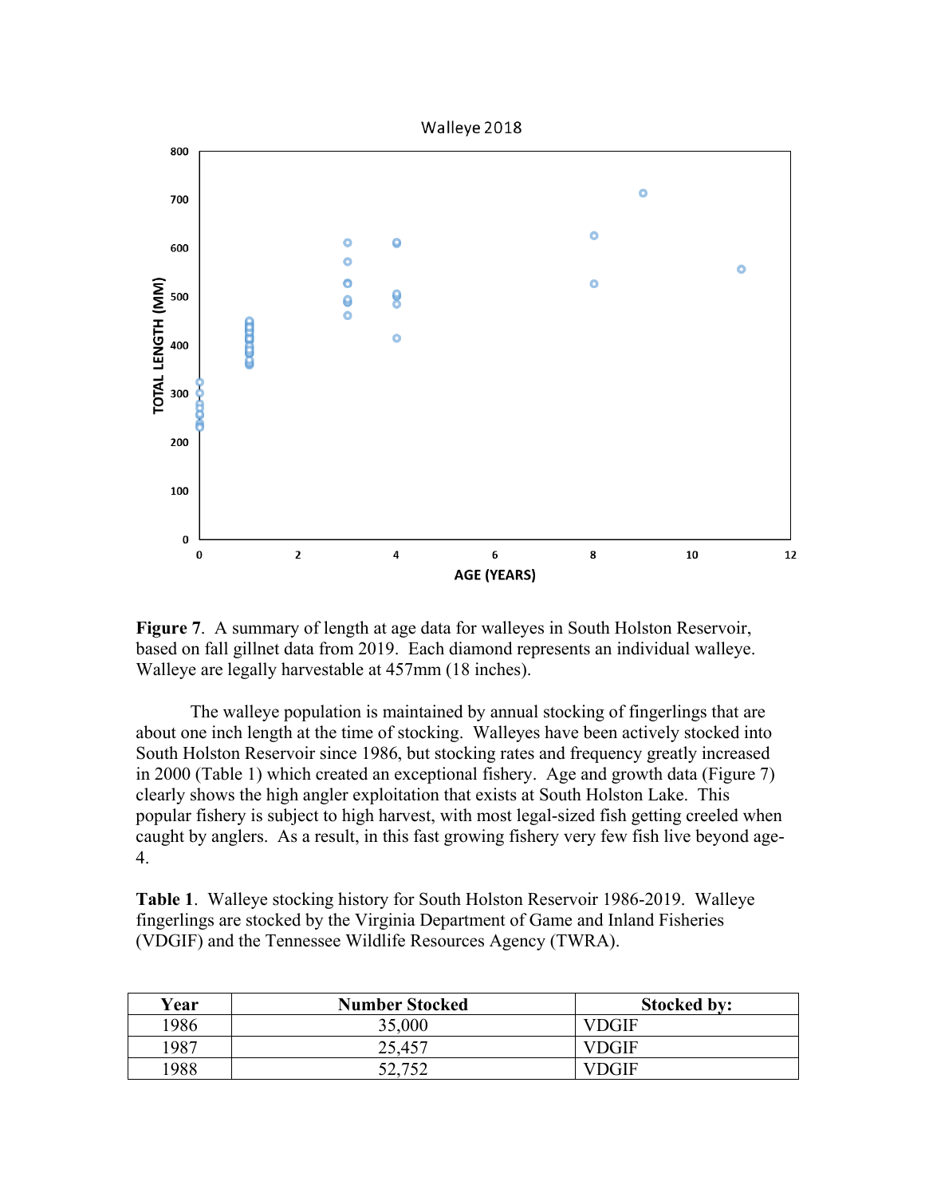**Figure 7**. A summary of length at age data for walleyes in South Holston Reservoir, based on fall gillnet data from 2019. Each diamond represents an individual walleye. Walleye are legally harvestable at 457mm (18 inches).

The walleye population is maintained by annual stocking of fingerlings that are about one inch length at the time of stocking. Walleyes have been actively stocked into South Holston Reservoir since 1986, but stocking rates and frequency greatly increased in 2000 (Table 1) which created an exceptional fishery. Age and growth data (Figure 7) clearly shows the high angler exploitation that exists at South Holston Lake. This popular fishery is subject to high harvest, with most legal-sized fish getting creeled when caught by anglers. As a result, in this fast growing fishery very few fish live beyond age-4.

**Table 1**. Walleye stocking history for South Holston Reservoir 1986-2019. Walleye fingerlings are stocked by the Virginia Department of Game and Inland Fisheries (VDGIF) and the Tennessee Wildlife Resources Agency (TWRA).

| Year | Number Stocked | Stocked by: |
|---|---|---|
| 1986 | 35,000 | VDGIF |
| 1987 | 25,457 | VDGIF |
| 1988 | 52,752 | VDGIF |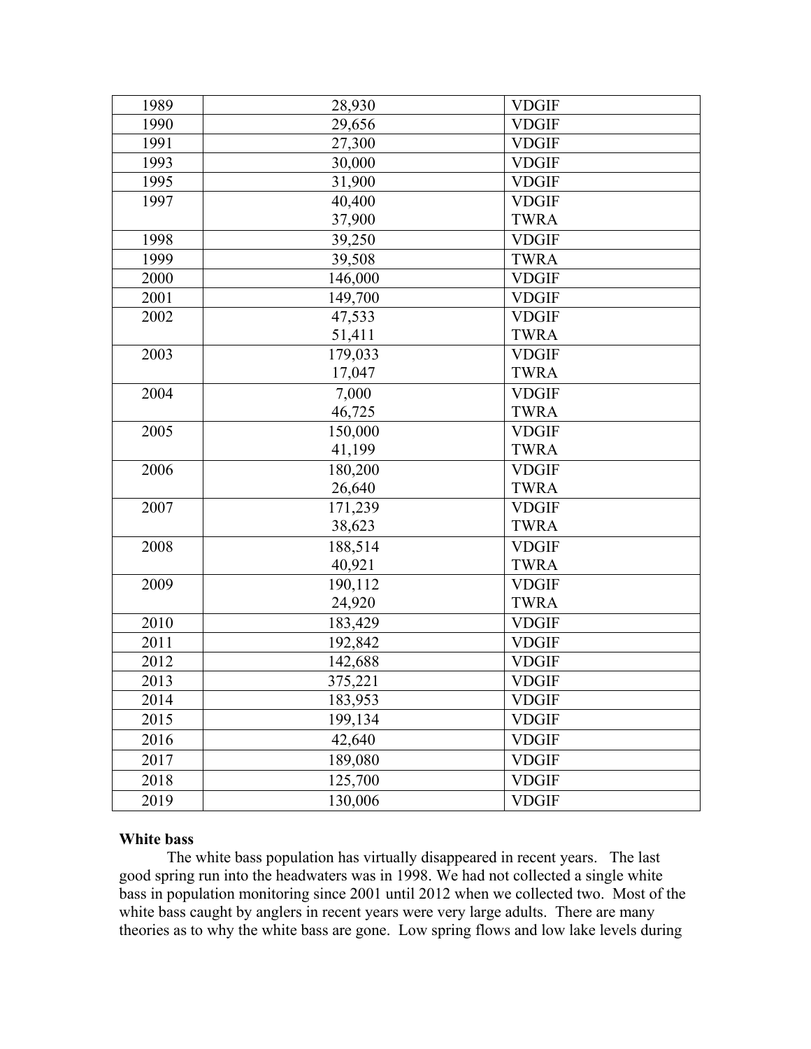| | | |
|---|---|---|
| 1989 | 28,930 | VDGIF |
| 1990 | 29,656 | VDGIF |
| 1991 | 27,300 | VDGIF |
| 1993 | 30,000 | VDGIF |
| 1995 | 31,900 | VDGIF |
| 1997 | 40,400<br>37,900 | VDGIF<br>TWRA |
| 1998 | 39,250 | VDGIF |
| 1999 | 39,508 | TWRA |
| 2000 | 146,000 | VDGIF |
| 2001 | 149,700 | VDGIF |
| 2002 | 47,533<br>51,411 | VDGIF<br>TWRA |
| 2003 | 179,033<br>17,047 | VDGIF<br>TWRA |
| 2004 | 7,000<br>46,725 | VDGIF<br>TWRA |
| 2005 | 150,000<br>41,199 | VDGIF<br>TWRA |
| 2006 | 180,200<br>26,640 | VDGIF<br>TWRA |
| 2007 | 171,239<br>38,623 | VDGIF<br>TWRA |
| 2008 | 188,514<br>40,921 | VDGIF<br>TWRA |
| 2009 | 190,112<br>24,920 | VDGIF<br>TWRA |
| 2010 | 183,429 | VDGIF |
| 2011 | 192,842 | VDGIF |
| 2012 | 142,688 | VDGIF |
| 2013 | 375,221 | VDGIF |
| 2014 | 183,953 | VDGIF |
| 2015 | 199,134 | VDGIF |
| 2016 | 42,640 | VDGIF |
| 2017 | 189,080 | VDGIF |
| 2018 | 125,700 | VDGIF |
| 2019 | 130,006 | VDGIF |

**White bass**

The white bass population has virtually disappeared in recent years. The last good spring run into the headwaters was in 1998. We had not collected a single white bass in population monitoring since 2001 until 2012 when we collected two. Most of the white bass caught by anglers in recent years were very large adults. There are many theories as to why the white bass are gone. Low spring flows and low lake levels during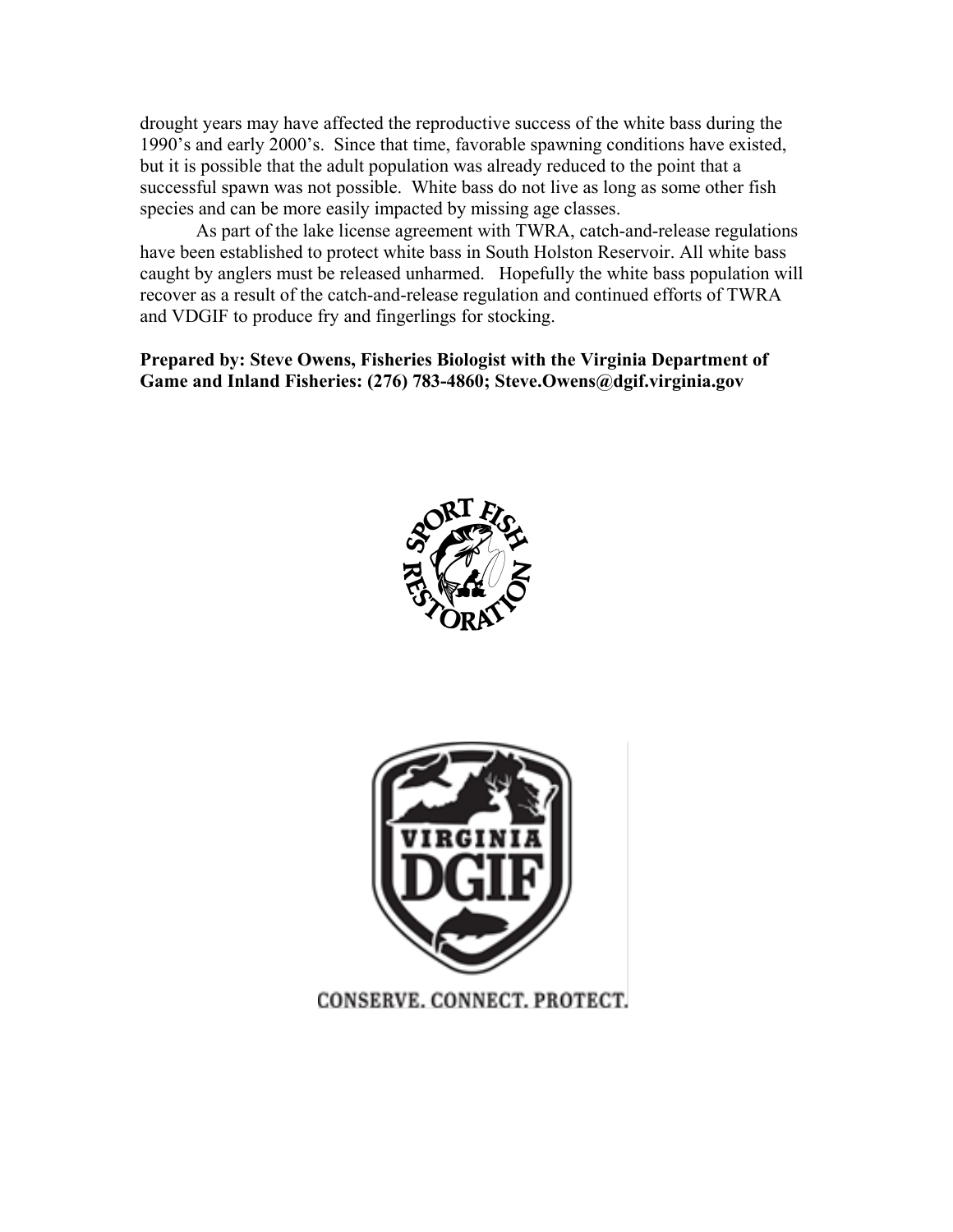drought years may have affected the reproductive success of the white bass during the 1990's and early 2000's. Since that time, favorable spawning conditions have existed, but it is possible that the adult population was already reduced to the point that a successful spawn was not possible. White bass do not live as long as some other fish species and can be more easily impacted by missing age classes.

As part of the lake license agreement with TWRA, catch-and-release regulations have been established to protect white bass in South Holston Reservoir. All white bass caught by anglers must be released unharmed. Hopefully the white bass population will recover as a result of the catch-and-release regulation and continued efforts of TWRA and VDGIF to produce fry and fingerlings for stocking.

**Prepared by: Steve Owens, Fisheries Biologist with the Virginia Department of Game and Inland Fisheries: (276) 783-4860; Steve.Owens@dgif.virginia.gov**

SPORT FISH RESTORATION

VIRGINIA DGIF

CONSERVE. CONNECT. PROTECT.